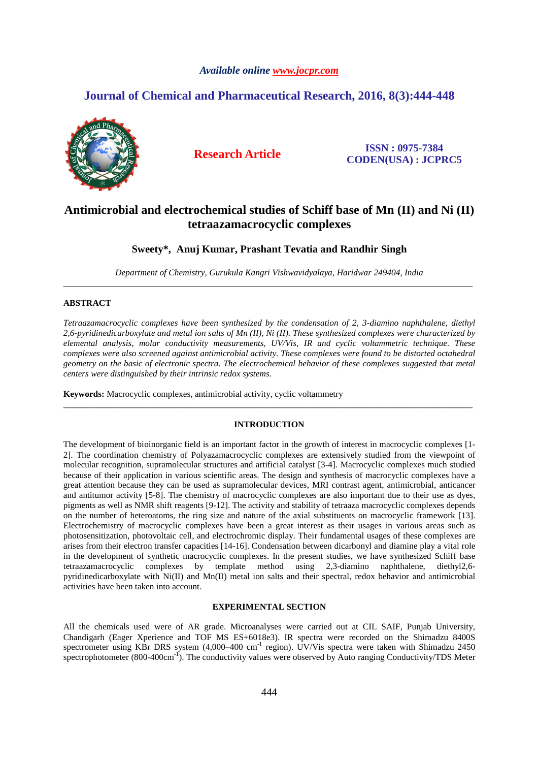*Available online www.jocpr.com*

## Journal of Chemical and Pharmaceutical Research, 2016, 8(3):444-448

**Research Article**

**ISSN : 0975-7384**
**CODEN(USA) : JCPRC5**

# Antimicrobial and electrochemical studies of Schiff base of Mn (II) and Ni (II) tetraazamacrocyclic complexes

**Sweety\*, Anuj Kumar, Prashant Tevatia and Randhir Singh**

*Department of Chemistry, Gurukula Kangri Vishwavidyalaya, Haridwar 249404, India*

---

## ABSTRACT

*Tetraazamacrocyclic complexes have been synthesized by the condensation of 2, 3-diamino naphthalene, diethyl 2,6-pyridinedicarboxylate and metal ion salts of Mn (II), Ni (II). These synthesized complexes were characterized by elemental analysis, molar conductivity measurements, UV/Vis, IR and cyclic voltammetric technique. These complexes were also screened against antimicrobial activity. These complexes were found to be distorted octahedral geometry on the basic of electronic spectra. The electrochemical behavior of these complexes suggested that metal centers were distinguished by their intrinsic redox systems.*

**Keywords:** Macrocyclic complexes, antimicrobial activity, cyclic voltammetry

---

## INTRODUCTION

The development of bioinorganic field is an important factor in the growth of interest in macrocyclic complexes [1-2]. The coordination chemistry of Polyazamacrocyclic complexes are extensively studied from the viewpoint of molecular recognition, supramolecular structures and artificial catalyst [3-4]. Macrocyclic complexes much studied because of their application in various scientific areas. The design and synthesis of macrocyclic complexes have a great attention because they can be used as supramolecular devices, MRI contrast agent, antimicrobial, anticancer and antitumor activity [5-8]. The chemistry of macrocyclic complexes are also important due to their use as dyes, pigments as well as NMR shift reagents [9-12]. The activity and stability of tetraaza macrocyclic complexes depends on the number of heteroatoms, the ring size and nature of the axial substituents on macrocyclic framework [13]. Electrochemistry of macrocyclic complexes have been a great interest as their usages in various areas such as photosensitization, photovoltaic cell, and electrochromic display. Their fundamental usages of these complexes are arises from their electron transfer capacities [14-16]. Condensation between dicarbonyl and diamine play a vital role in the development of synthetic macrocyclic complexes. In the present studies, we have synthesized Schiff base tetraazamacrocyclic complexes by template method using 2,3-diamino naphthalene, diethyl2,6-pyridinedicarboxylate with Ni(II) and Mn(II) metal ion salts and their spectral, redox behavior and antimicrobial activities have been taken into account.

## EXPERIMENTAL SECTION

All the chemicals used were of AR grade. Microanalyses were carried out at CIL SAIF, Punjab University, Chandigarh (Eager Xperience and TOF MS ES+6018e3). IR spectra were recorded on the Shimadzu 8400S spectrometer using KBr DRS system (4,000–400 $cm^{-1}$ region). UV/Vis spectra were taken with Shimadzu 2450 spectrophotometer (800-400$cm^{-1}$). The conductivity values were observed by Auto ranging Conductivity/TDS Meter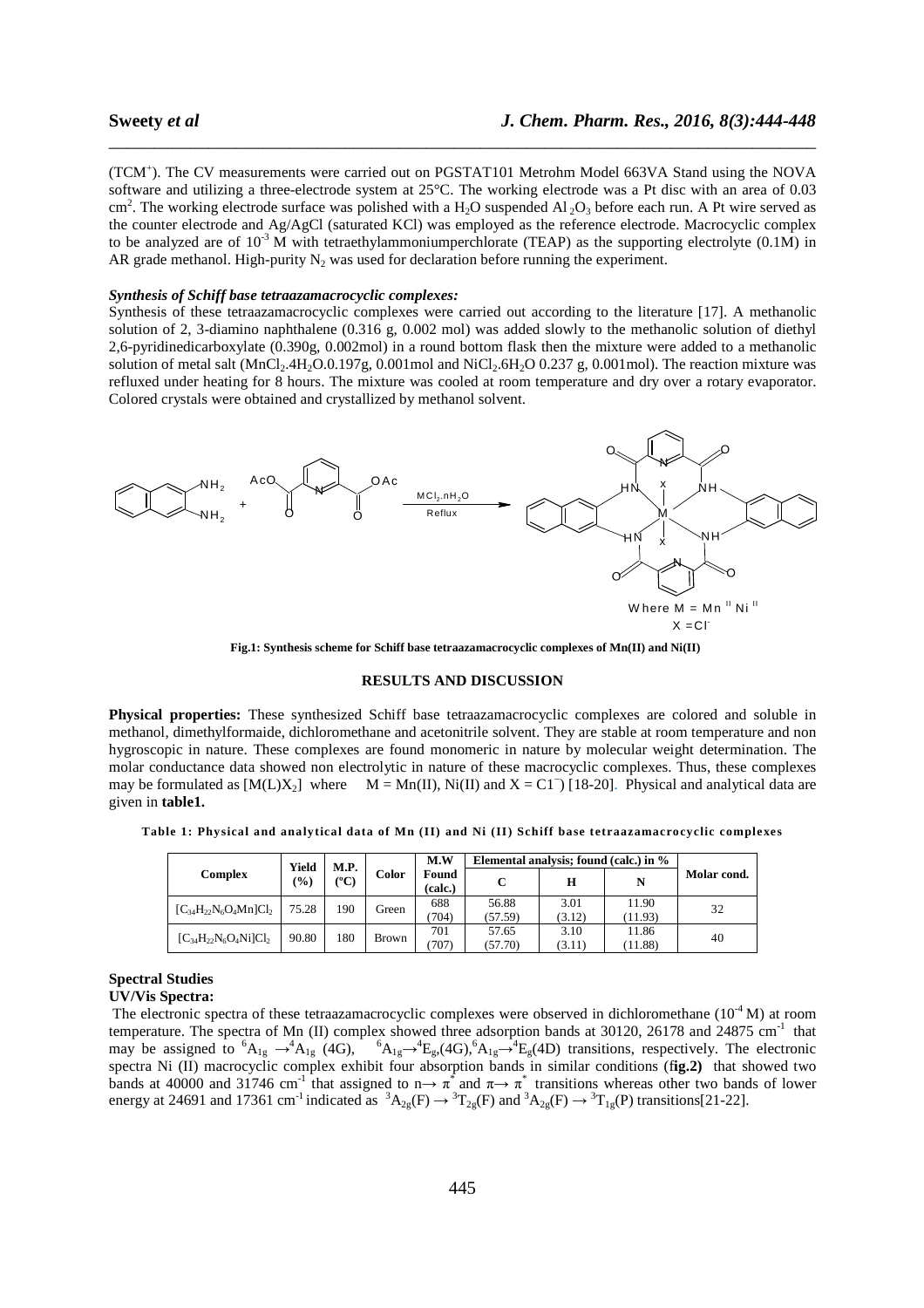($TCM^+$). The CV measurements were carried out on PGSTAT101 Metrohm Model 663VA Stand using the NOVA software and utilizing a three-electrode system at 25°C. The working electrode was a Pt disc with an area of 0.03 $cm^2$. The working electrode surface was polished with a $H_2O$ suspended $Al_2O_3$ before each run. A Pt wire served as the counter electrode and Ag/AgCl (saturated KCl) was employed as the reference electrode. Macrocyclic complex to be analyzed are of $10^{-3}$ M with tetraethylammoniumperchlorate (TEAP) as the supporting electrolyte (0.1M) in AR grade methanol. High-purity $N_2$ was used for declaration before running the experiment.

### *Synthesis of Schiff base tetraazamacrocyclic complexes:*

Synthesis of these tetraazamacrocyclic complexes were carried out according to the literature [17]. A methanolic solution of 2, 3-diamino naphthalene (0.316 g, 0.002 mol) was added slowly to the methanolic solution of diethyl 2,6-pyridinedicarboxylate (0.390g, 0.002mol) in a round bottom flask then the mixture were added to a methanolic solution of metal salt ($MnCl_2.4H_2O$.0.197g, 0.001mol and $NiCl_2.6H_2O$ 0.237 g, 0.001mol). The reaction mixture was refluxed under heating for 8 hours. The mixture was cooled at room temperature and dry over a rotary evaporator. Colored crystals were obtained and crystallized by methanol solvent.

Where M = $Mn^{II}$ $Ni^{II}$, X = $Cl^-$

**Fig.1: Synthesis scheme for Schiff base tetraazamacrocyclic complexes of Mn(II) and Ni(II)**

## RESULTS AND DISCUSSION

**Physical properties:** These synthesized Schiff base tetraazamacrocyclic complexes are colored and soluble in methanol, dimethylformaide, dichloromethane and acetonitrile solvent. They are stable at room temperature and non hygroscopic in nature. These complexes are found monomeric in nature by molecular weight determination. The molar conductance data showed non electrolytic in nature of these macrocyclic complexes. Thus, these complexes may be formulated as $[M(L)X_2]$ where M = Mn(II), Ni(II) and X = $C1^-$) [18-20]. Physical and analytical data are given in **table1.**

**Table 1: Physical and analytical data of Mn (II) and Ni (II) Schiff base tetraazamacrocyclic complexes**

| Complex | Yield (%) | M.P. (°C) | Color | M.W Found (calc.) | Elemental analysis; found (calc.) in % | | | Molar cond. |
|---|---|---|---|---|---|---|---|---|
| | | | | | C | H | N | |
| $[C_{34}H_{22}N_6O_4Mn]Cl_2$ | 75.28 | 190 | Green | 688 (704) | 56.88 (57.59) | 3.01 (3.12) | 11.90 (11.93) | 32 |
| $[C_{34}H_{22}N_6O_4Ni]Cl_2$ | 90.80 | 180 | Brown | 701 (707) | 57.65 (57.70) | 3.10 (3.11) | 11.86 (11.88) | 40 |

### Spectral Studies

#### UV/Vis Spectra:

The electronic spectra of these tetraazamacrocyclic complexes were observed in dichloromethane ($10^{-4}$ M) at room temperature. The spectra of Mn (II) complex showed three adsorption bands at 30120, 26178 and 24875 $cm^{-1}$ that may be assigned to ${}^6A_{1g} \rightarrow {}^4A_{1g}$ (4G), ${}^6A_{1g} \rightarrow {}^4E_g$,(4G),${}^6A_{1g} \rightarrow {}^4E_g$(4D) transitions, respectively. The electronic spectra Ni (II) macrocyclic complex exhibit four absorption bands in similar conditions (**fig.2)** that showed two bands at 40000 and 31746 $cm^{-1}$ that assigned to $n \rightarrow \pi^*$ and $\pi \rightarrow \pi^*$ transitions whereas other two bands of lower energy at 24691 and 17361 $cm^{-1}$ indicated as ${}^3A_{2g}(F) \rightarrow {}^3T_{2g}(F)$ and ${}^3A_{2g}(F) \rightarrow {}^3T_{1g}(P)$ transitions[21-22].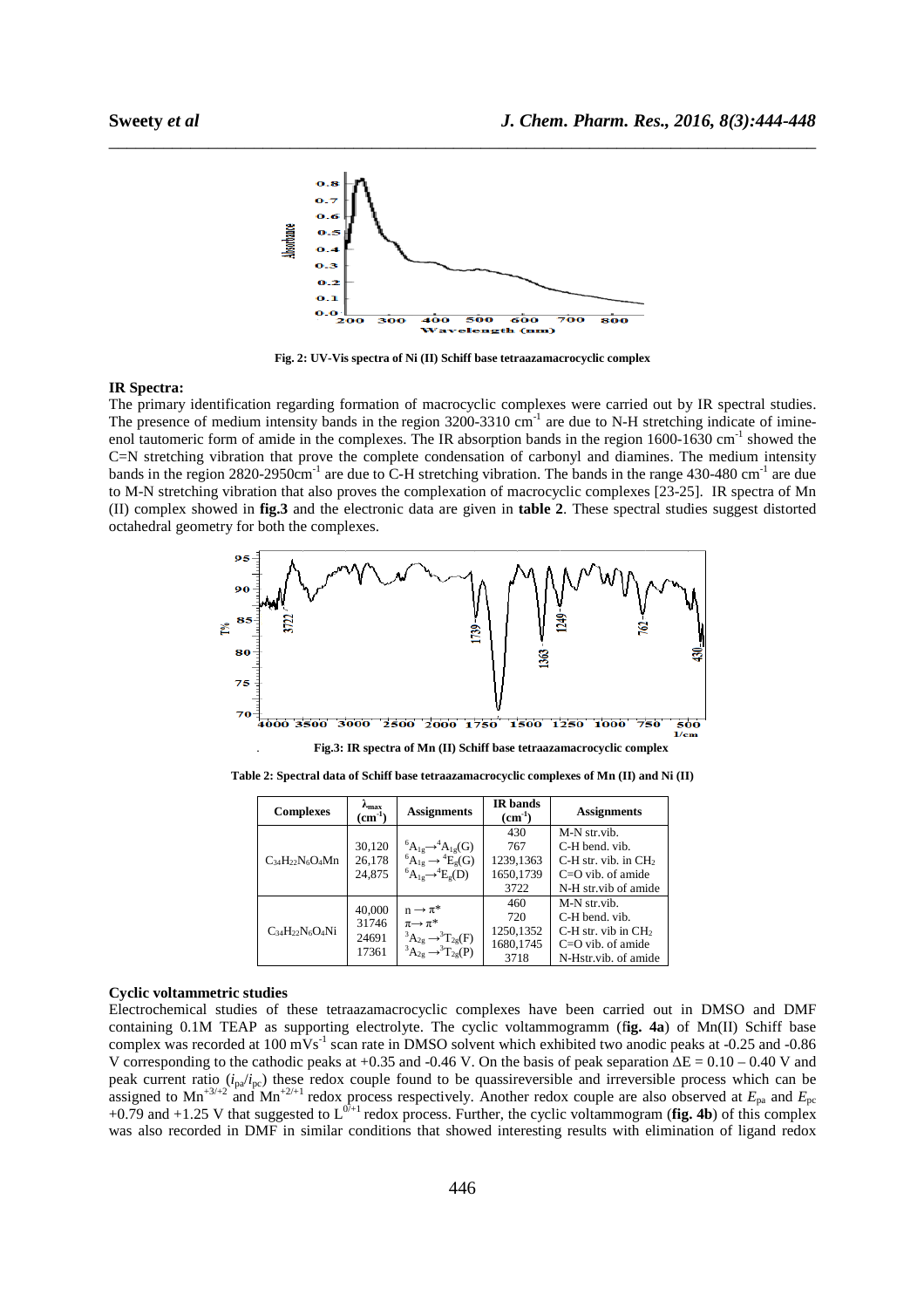Fig. 2: UV-Vis spectra of Ni (II) Schiff base tetraazamacrocyclic complex

**IR Spectra:**

The primary identification regarding formation of macrocyclic complexes were carried out by IR spectral studies. The presence of medium intensity bands in the region 3200-3310 $cm^{-1}$ are due to N-H stretching indicate of imine-enol tautomeric form of amide in the complexes. The IR absorption bands in the region 1600-1630 $cm^{-1}$ showed the C=N stretching vibration that prove the complete condensation of carbonyl and diamines. The medium intensity bands in the region 2820-2950$cm^{-1}$ are due to C-H stretching vibration. The bands in the range 430-480 $cm^{-1}$ are due to M-N stretching vibration that also proves the complexation of macrocyclic complexes [23-25]. IR spectra of Mn (II) complex showed in **fig.3** and the electronic data are given in **table 2**. These spectral studies suggest distorted octahedral geometry for both the complexes.

Fig.3: IR spectra of Mn (II) Schiff base tetraazamacrocyclic complex

**Table 2: Spectral data of Schiff base tetraazamacrocyclic complexes of Mn (II) and Ni (II)**

| Complexes | $\lambda_{max}$ ($cm^{-1}$) | Assignments | IR bands ($cm^{-1}$) | Assignments |
|---|---|---|---|---|
| $C_{34}H_{22}N_6O_4Mn$ | 30,120<br>26,178<br>24,875 | ${}^6A_{1g} \rightarrow {}^4A_{1g}(G)$<br>${}^6A_{1g} \rightarrow {}^4E_g(G)$<br>${}^6A_{1g} \rightarrow {}^4E_g(D)$ | 430<br>767<br>1239,1363<br>1650,1739<br>3722 | M-N str.vib.<br>C-H bend. vib.<br>C-H str. vib. in $CH_2$<br>C=O vib. of amide<br>N-H str.vib of amide |
| $C_{34}H_{22}N_6O_4Ni$ | 40,000<br>31746<br>24691<br>17361 | $n \rightarrow \pi^*$<br>$\pi \rightarrow \pi^*$<br>${}^3A_{2g} \rightarrow {}^3T_{2g}(F)$<br>${}^3A_{2g} \rightarrow {}^3T_{2g}(P)$ | 460<br>720<br>1250,1352<br>1680,1745<br>3718 | M-N str.vib.<br>C-H bend. vib.<br>C-H str. vib in $CH_2$<br>C=O vib. of amide<br>N-Hstr.vib. of amide |

**Cyclic voltammetric studies**

Electrochemical studies of these tetraazamacrocyclic complexes have been carried out in DMSO and DMF containing 0.1M TEAP as supporting electrolyte. The cyclic voltammogramm (**fig. 4a**) of Mn(II) Schiff base complex was recorded at 100 $mVs^{-1}$ scan rate in DMSO solvent which exhibited two anodic peaks at -0.25 and -0.86 V corresponding to the cathodic peaks at +0.35 and -0.46 V. On the basis of peak separation $\Delta E = 0.10 - 0.40$ V and peak current ratio ($i_{pa}/i_{pc}$) these redox couple found to be quassireversible and irreversible process which can be assigned to $Mn^{+3/+2}$ and $Mn^{+2/+1}$ redox process respectively. Another redox couple are also observed at $E_{pa}$ and $E_{pc}$ +0.79 and +1.25 V that suggested to $L^{0/+1}$ redox process. Further, the cyclic voltammogram (**fig. 4b**) of this complex was also recorded in DMF in similar conditions that showed interesting results with elimination of ligand redox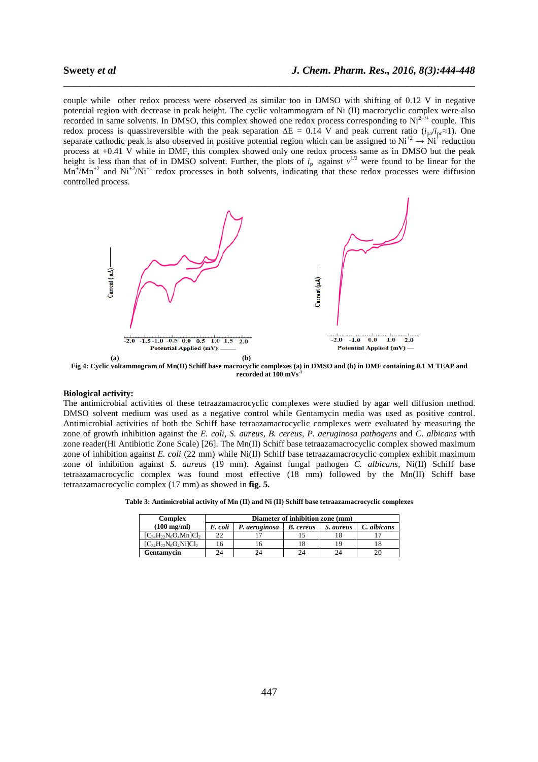couple while other redox process were observed as similar too in DMSO with shifting of 0.12 V in negative potential region with decrease in peak height. The cyclic voltammogram of Ni (II) macrocyclic complex were also recorded in same solvents. In DMSO, this complex showed one redox process corresponding to $Ni^{2+/+}$ couple. This redox process is quassireversible with the peak separation $\Delta E$ = 0.14 V and peak current ratio ($i_{pa}/i_{pc}$≈1). One separate cathodic peak is also observed in positive potential region which can be assigned to $Ni^{+2} \rightarrow Ni^{+}$ reduction process at +0.41 V while in DMF, this complex showed only one redox process same as in DMSO but the peak height is less than that of in DMSO solvent. Further, the plots of $i_p$ against $v^{1/2}$ were found to be linear for the $Mn^{+}/Mn^{+2}$ and $Ni^{+2}/Ni^{+1}$ redox processes in both solvents, indicating that these redox processes were diffusion controlled process.

**Fig 4: Cyclic voltammogram of Mn(II) Schiff base macrocyclic complexes (a) in DMSO and (b) in DMF containing 0.1 M TEAP and recorded at 100 mVs$^{-1}$**

### Biological activity:

The antimicrobial activities of these tetraazamacrocyclic complexes were studied by agar well diffusion method. DMSO solvent medium was used as a negative control while Gentamycin media was used as positive control. Antimicrobial activities of both the Schiff base tetraazamacrocyclic complexes were evaluated by measuring the zone of growth inhibition against the *E. coli*, *S. aureus*, *B. cereus*, *P. aeruginosa pathogens* and *C. albicans* with zone reader(Hi Antibiotic Zone Scale) [26]. The Mn(II) Schiff base tetraazamacrocyclic complex showed maximum zone of inhibition against *E. coli* (22 mm) while Ni(II) Schiff base tetraazamacrocyclic complex exhibit maximum zone of inhibition against *S. aureus* (19 mm). Against fungal pathogen *C. albicans*, Ni(II) Schiff base tetraazamacrocyclic complex was found most effective (18 mm) followed by the Mn(II) Schiff base tetraazamacrocyclic complex (17 mm) as showed in **fig. 5.**

**Table 3: Antimicrobial activity of Mn (II) and Ni (II) Schiff base tetraazamacrocyclic complexes**

| Complex (100 mg/ml) | Diameter of inhibition zone (mm) | | | | |
|---|---|---|---|---|---|
| | *E. coli* | *P. aeruginosa* | *B. cereus* | *S. aureus* | *C. albicans* |
| $[C_{34}H_{22}N_6O_4Mn]Cl_2$ | 22 | 17 | 15 | 18 | 17 |
| $[C_{34}H_{22}N_6O_4Ni]Cl_2$ | 16 | 16 | 18 | 19 | 18 |
| **Gentamycin** | 24 | 24 | 24 | 24 | 20 |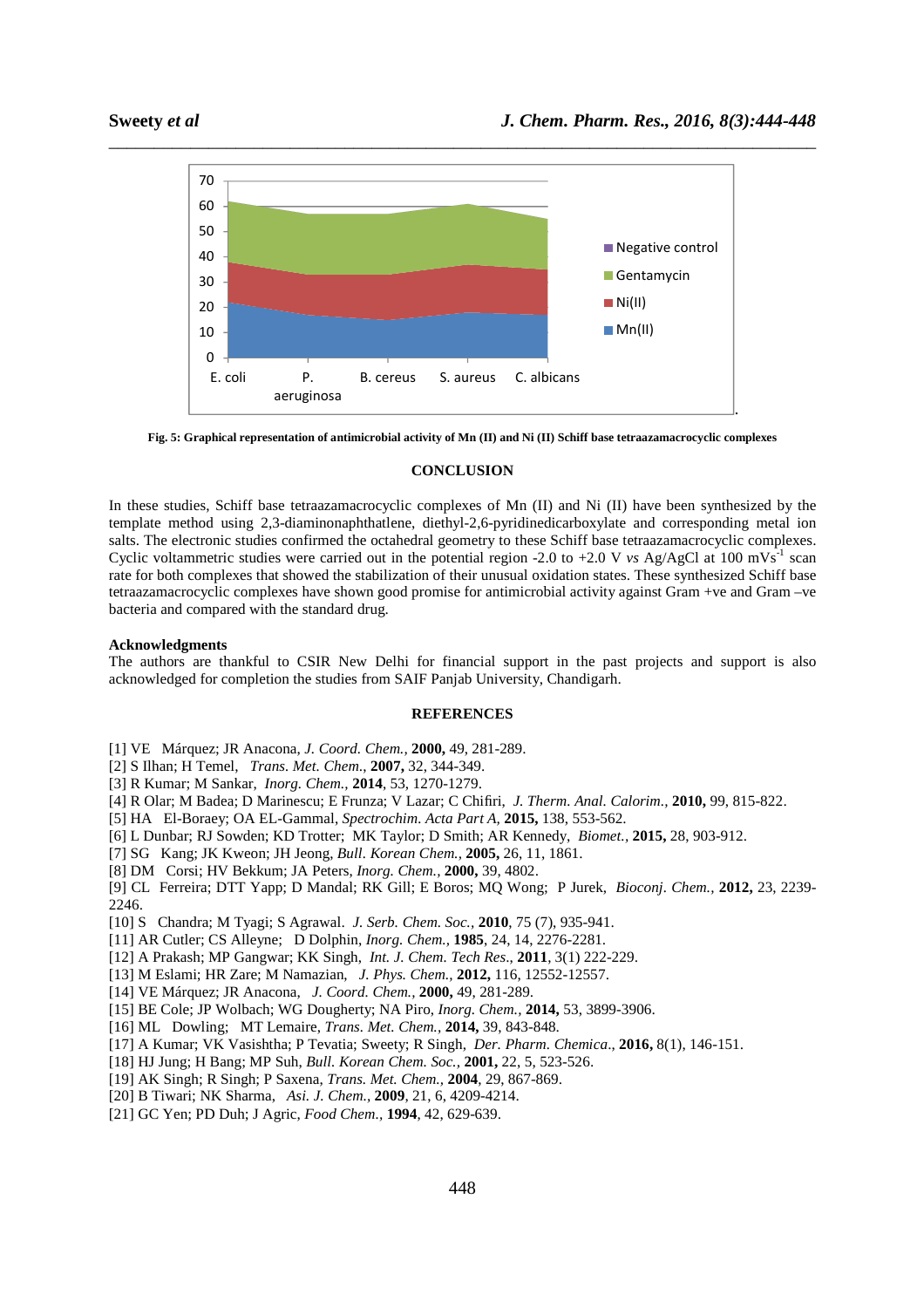70
60
50
40
30
20
10
0

E. coli
P. aeruginosa
B. cereus
S. aureus
C. albicans

Negative control
Gentamycin
Ni(II)
Mn(II)

**Fig. 5: Graphical representation of antimicrobial activity of Mn (II) and Ni (II) Schiff base tetraazamacrocyclic complexes**

## CONCLUSION

In these studies, Schiff base tetraazamacrocyclic complexes of Mn (II) and Ni (II) have been synthesized by the template method using 2,3-diaminonaphthatlene, diethyl-2,6-pyridinedicarboxylate and corresponding metal ion salts. The electronic studies confirmed the octahedral geometry to these Schiff base tetraazamacrocyclic complexes. Cyclic voltammetric studies were carried out in the potential region -2.0 to +2.0 V *vs* Ag/AgCl at 100 $mVs^{-1}$ scan rate for both complexes that showed the stabilization of their unusual oxidation states. These synthesized Schiff base tetraazamacrocyclic complexes have shown good promise for antimicrobial activity against Gram +ve and Gram –ve bacteria and compared with the standard drug.

### Acknowledgments

The authors are thankful to CSIR New Delhi for financial support in the past projects and support is also acknowledged for completion the studies from SAIF Panjab University, Chandigarh.

## REFERENCES

[1] VE Márquez; JR Anacona, *J. Coord. Chem.,* **2000,** 49, 281-289.
[2] S Ilhan; H Temel, *Trans. Met. Chem.*, **2007,** 32, 344-349.
[3] R Kumar; M Sankar, *Inorg. Chem.,* **2014**, 53, 1270-1279.
[4] R Olar; M Badea; D Marinescu; E Frunza; V Lazar; C Chifiri, *J. Therm. Anal. Calorim.*, **2010,** 99, 815-822.
[5] HA El-Boraey; OA EL-Gammal, *Spectrochim. Acta Part A,* **2015,** 138, 553-562.
[6] L Dunbar; RJ Sowden; KD Trotter; MK Taylor; D Smith; AR Kennedy, *Biomet.*, **2015,** 28, 903-912.
[7] SG Kang; JK Kweon; JH Jeong, *Bull. Korean Chem.,* **2005,** 26, 11, 1861.
[8] DM Corsi; HV Bekkum; JA Peters, *Inorg. Chem.*, **2000,** 39, 4802.
[9] CL Ferreira; DTT Yapp; D Mandal; RK Gill; E Boros; MQ Wong; P Jurek, *Bioconj. Chem.*, **2012,** 23, 2239-2246.
[10] S Chandra; M Tyagi; S Agrawal. *J. Serb. Chem. Soc.*, **2010**, 75 (7), 935-941.
[11] AR Cutler; CS Alleyne; D Dolphin, *Inorg. Chem.,* **1985**, 24, 14, 2276-2281.
[12] A Prakash; MP Gangwar; KK Singh, *Int. J. Chem. Tech Res*., **2011**, 3(1) 222-229.
[13] M Eslami; HR Zare; M Namazian, *J. Phys. Chem.*, **2012,** 116, 12552-12557.
[14] VE Márquez; JR Anacona, *J. Coord. Chem.*, **2000,** 49, 281-289.
[15] BE Cole; JP Wolbach; WG Dougherty; NA Piro, *Inorg. Chem.*, **2014,** 53, 3899-3906.
[16] ML Dowling; MT Lemaire, *Trans. Met. Chem.*, **2014,** 39, 843-848.
[17] A Kumar; VK Vasishtha; P Tevatia; Sweety; R Singh, *Der. Pharm. Chemica*., **2016,** 8(1), 146-151.
[18] HJ Jung; H Bang; MP Suh, *Bull. Korean Chem. Soc.*, **2001,** 22, 5, 523-526.
[19] AK Singh; R Singh; P Saxena, *Trans. Met. Chem.*, **2004**, 29, 867-869.
[20] B Tiwari; NK Sharma, *Asi. J. Chem.*, **2009**, 21, 6, 4209-4214.
[21] GC Yen; PD Duh; J Agric, *Food Chem.*, **1994**, 42, 629-639.